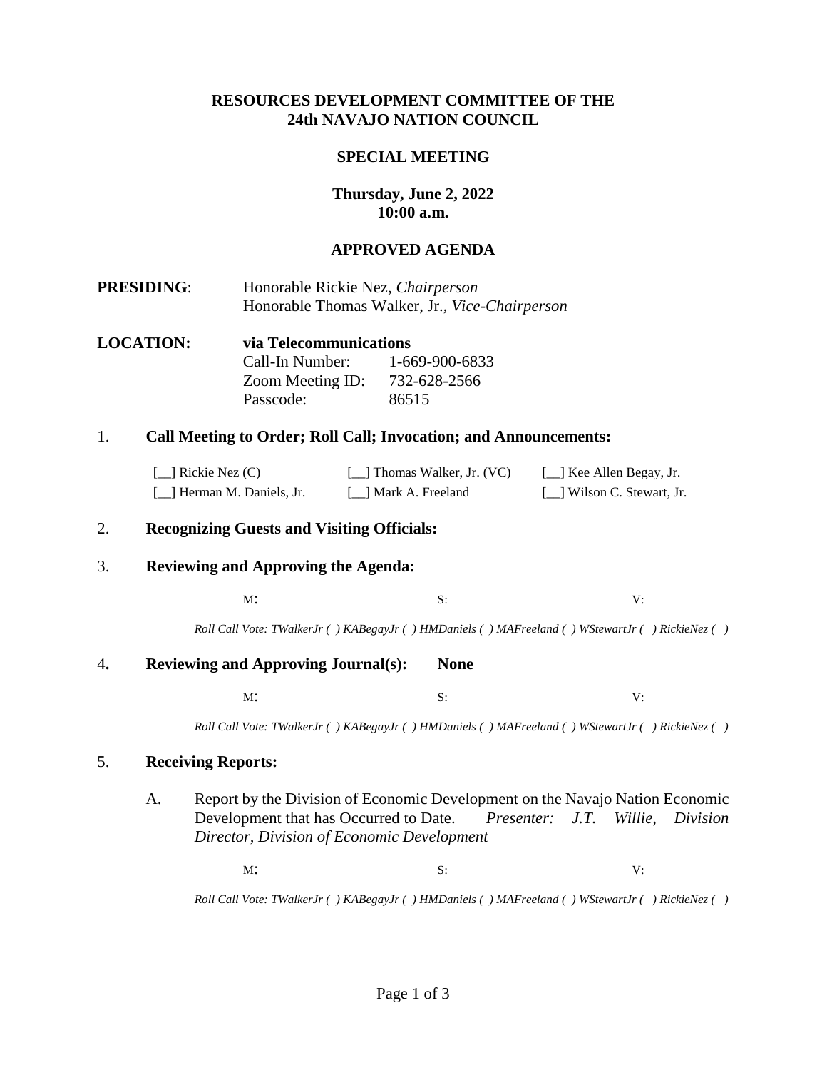**RESOURCES DEVELOPMENT COMMITTEE OF THE**
**24th NAVAJO NATION COUNCIL**

**SPECIAL MEETING**

**Thursday, June 2, 2022**
**10:00 a.m.**

**APPROVED AGENDA**

**PRESIDING**: Honorable Rickie Nez, *Chairperson*
Honorable Thomas Walker, Jr., *Vice-Chairperson*

**LOCATION:** **via Telecommunications**
Call-In Number: 1-669-900-6833
Zoom Meeting ID: 732-628-2566
Passcode: 86515

1. **Call Meeting to Order; Roll Call; Invocation; and Announcements:**

   [__] Rickie Nez (C) [__] Thomas Walker, Jr. (VC) [__] Kee Allen Begay, Jr.
   [__] Herman M. Daniels, Jr. [__] Mark A. Freeland [__] Wilson C. Stewart, Jr.

2. **Recognizing Guests and Visiting Officials:**

3. **Reviewing and Approving the Agenda:**

   M: S: V:

   *Roll Call Vote: TWalkerJr ( ) KABegayJr ( ) HMDaniels ( ) MAFreeland ( ) WStewartJr ( ) RickieNez ( )*

4. **Reviewing and Approving Journal(s): None**

   M: S: V:

   *Roll Call Vote: TWalkerJr ( ) KABegayJr ( ) HMDaniels ( ) MAFreeland ( ) WStewartJr ( ) RickieNez ( )*

5. **Receiving Reports:**

   A. Report by the Division of Economic Development on the Navajo Nation Economic Development that has Occurred to Date. *Presenter: J.T. Willie, Division Director, Division of Economic Development*

      M: S: V:

      *Roll Call Vote: TWalkerJr ( ) KABegayJr ( ) HMDaniels ( ) MAFreeland ( ) WStewartJr ( ) RickieNez ( )*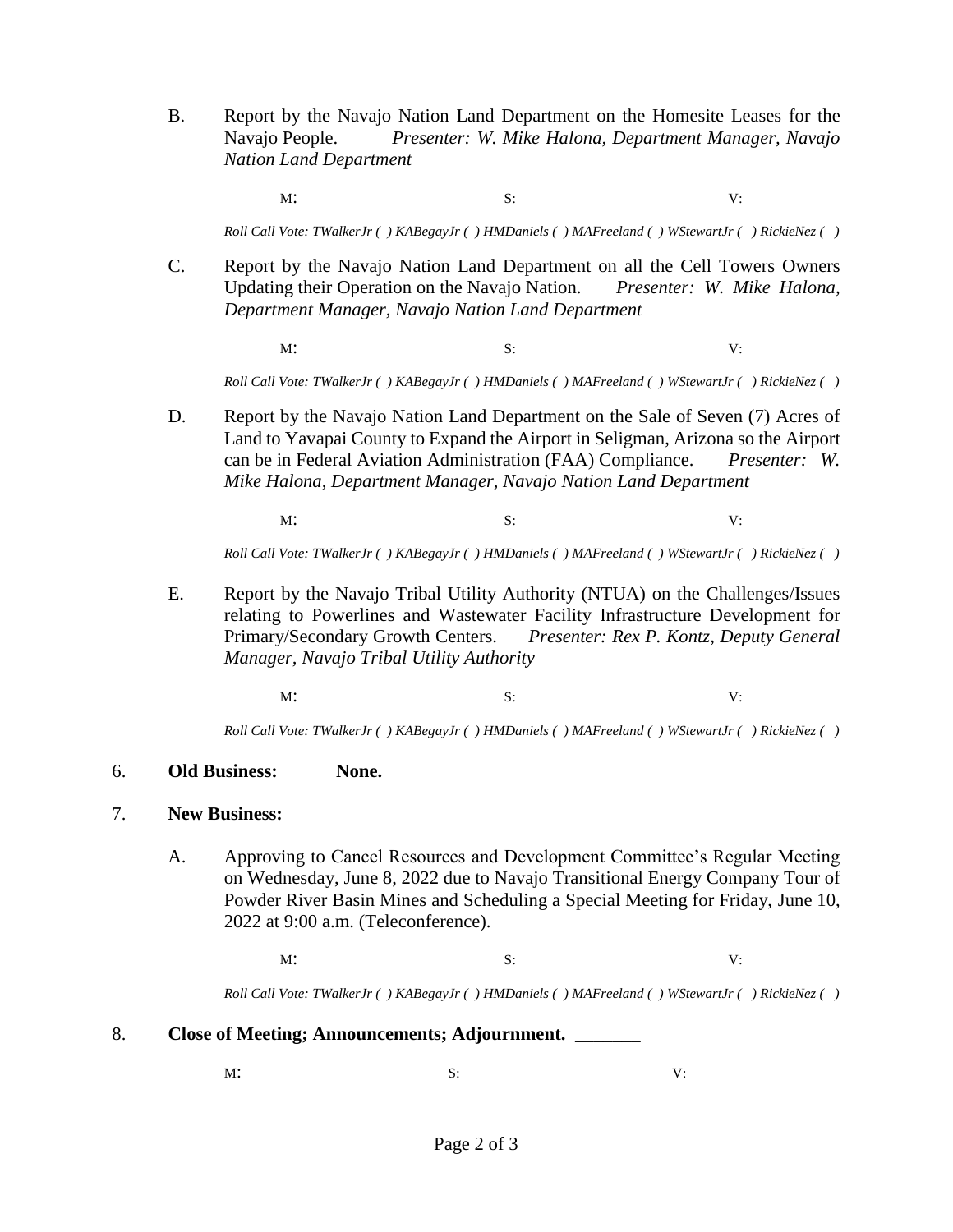B. Report by the Navajo Nation Land Department on the Homesite Leases for the Navajo People. *Presenter: W. Mike Halona, Department Manager, Navajo Nation Land Department*

M: S: V:

*Roll Call Vote: TWalkerJr ( ) KABegayJr ( ) HMDaniels ( ) MAFreeland ( ) WStewartJr ( ) RickieNez ( )*

C. Report by the Navajo Nation Land Department on all the Cell Towers Owners Updating their Operation on the Navajo Nation. *Presenter: W. Mike Halona, Department Manager, Navajo Nation Land Department*

M: S: V:

*Roll Call Vote: TWalkerJr ( ) KABegayJr ( ) HMDaniels ( ) MAFreeland ( ) WStewartJr ( ) RickieNez ( )*

D. Report by the Navajo Nation Land Department on the Sale of Seven (7) Acres of Land to Yavapai County to Expand the Airport in Seligman, Arizona so the Airport can be in Federal Aviation Administration (FAA) Compliance. *Presenter: W. Mike Halona, Department Manager, Navajo Nation Land Department*

M: S: V:

*Roll Call Vote: TWalkerJr ( ) KABegayJr ( ) HMDaniels ( ) MAFreeland ( ) WStewartJr ( ) RickieNez ( )*

E. Report by the Navajo Tribal Utility Authority (NTUA) on the Challenges/Issues relating to Powerlines and Wastewater Facility Infrastructure Development for Primary/Secondary Growth Centers. *Presenter: Rex P. Kontz, Deputy General Manager, Navajo Tribal Utility Authority*

M: S: V:

*Roll Call Vote: TWalkerJr ( ) KABegayJr ( ) HMDaniels ( ) MAFreeland ( ) WStewartJr ( ) RickieNez ( )*

6. **Old Business: None.**

7. **New Business:**

A. Approving to Cancel Resources and Development Committee's Regular Meeting on Wednesday, June 8, 2022 due to Navajo Transitional Energy Company Tour of Powder River Basin Mines and Scheduling a Special Meeting for Friday, June 10, 2022 at 9:00 a.m. (Teleconference).

M: S: V:

*Roll Call Vote: TWalkerJr ( ) KABegayJr ( ) HMDaniels ( ) MAFreeland ( ) WStewartJr ( ) RickieNez ( )*

8. **Close of Meeting; Announcements; Adjournment.** _______

M: S: V: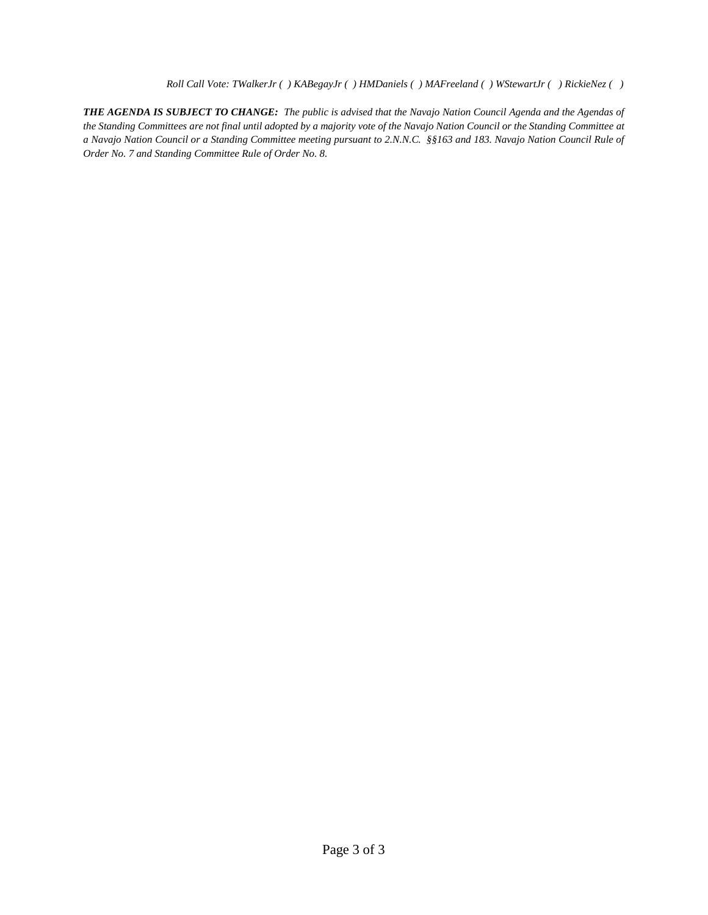*Roll Call Vote: TWalkerJr ( ) KABegayJr ( ) HMDaniels ( ) MAFreeland ( ) WStewartJr ( ) RickieNez ( )*

***THE AGENDA IS SUBJECT TO CHANGE:*** *The public is advised that the Navajo Nation Council Agenda and the Agendas of the Standing Committees are not final until adopted by a majority vote of the Navajo Nation Council or the Standing Committee at a Navajo Nation Council or a Standing Committee meeting pursuant to 2.N.N.C. §§163 and 183. Navajo Nation Council Rule of Order No. 7 and Standing Committee Rule of Order No. 8.*